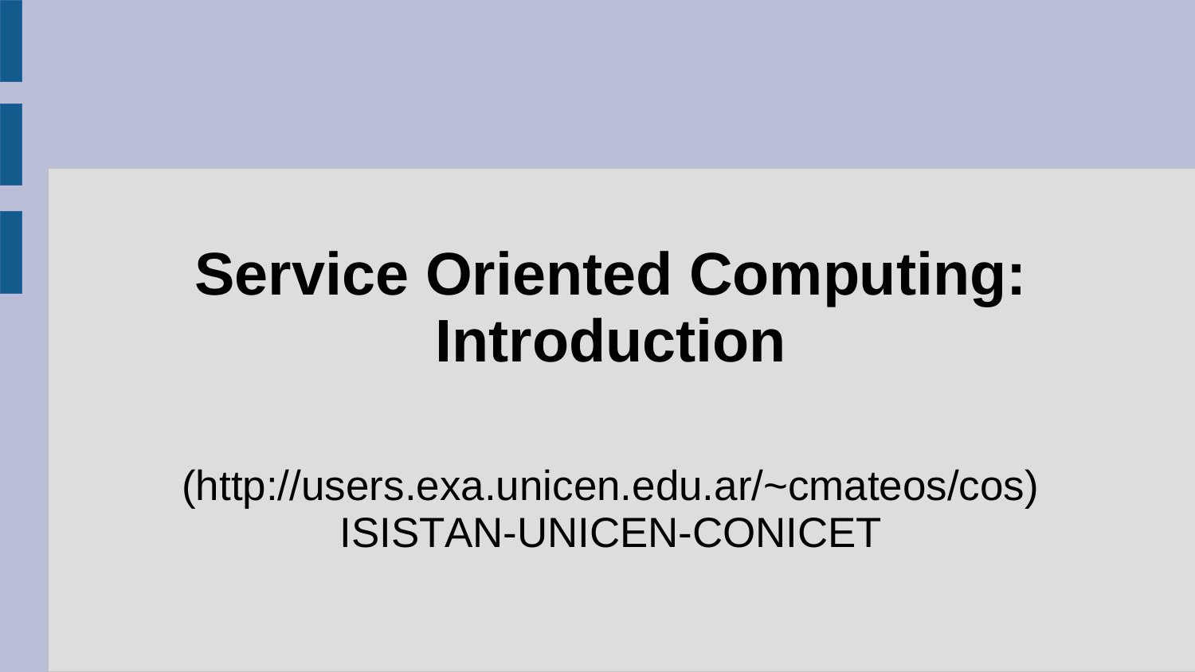# Service Oriented Computing: Introduction

(http://users.exa.unicen.edu.ar/~cmateos/cos)
ISISTAN-UNICEN-CONICET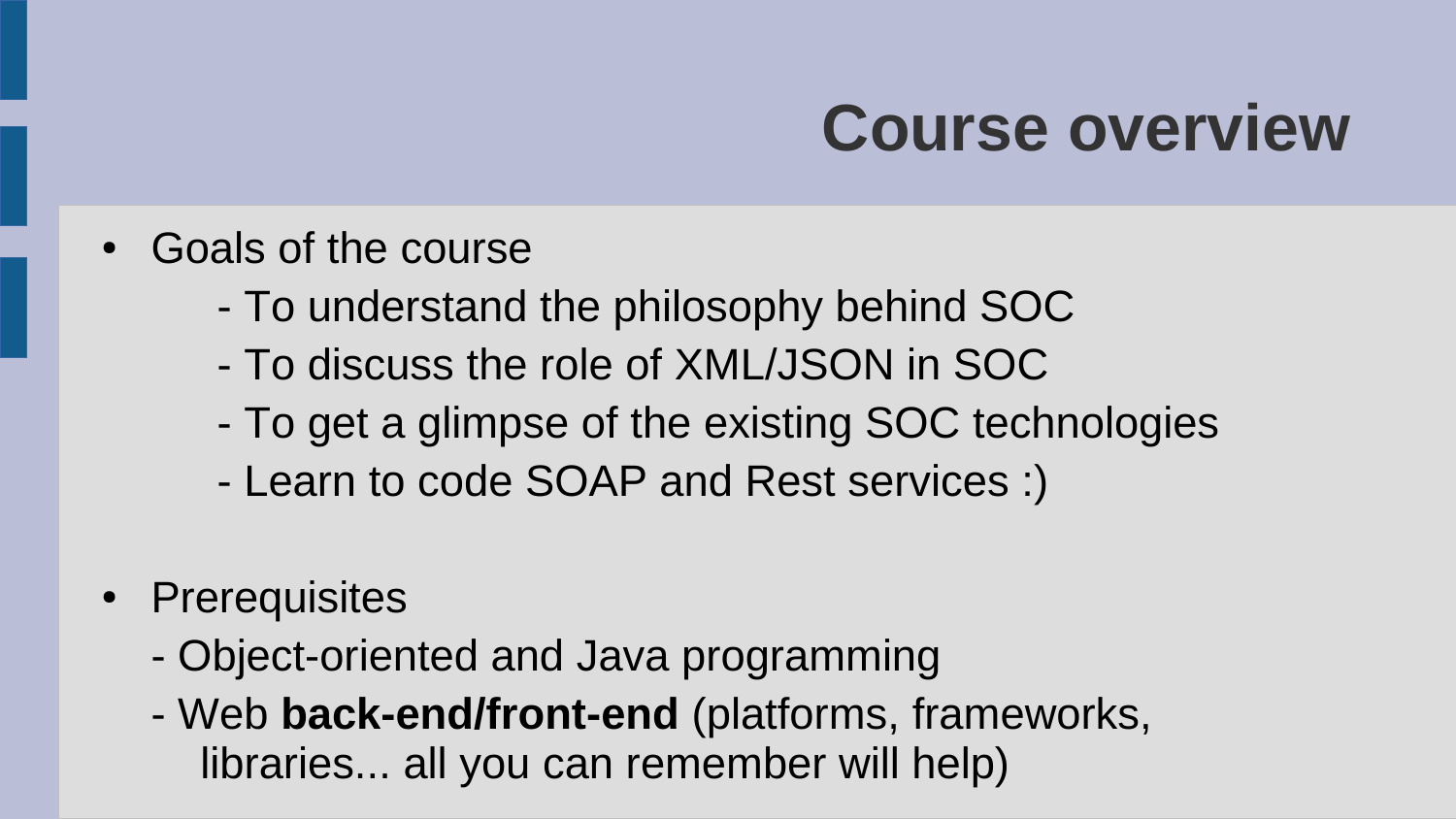# Course overview

- Goals of the course
  - To understand the philosophy behind SOC
  - To discuss the role of XML/JSON in SOC
  - To get a glimpse of the existing SOC technologies
  - Learn to code SOAP and Rest services :)

- Prerequisites
  - Object-oriented and Java programming
  - Web **back-end/front-end** (platforms, frameworks, libraries... all you can remember will help)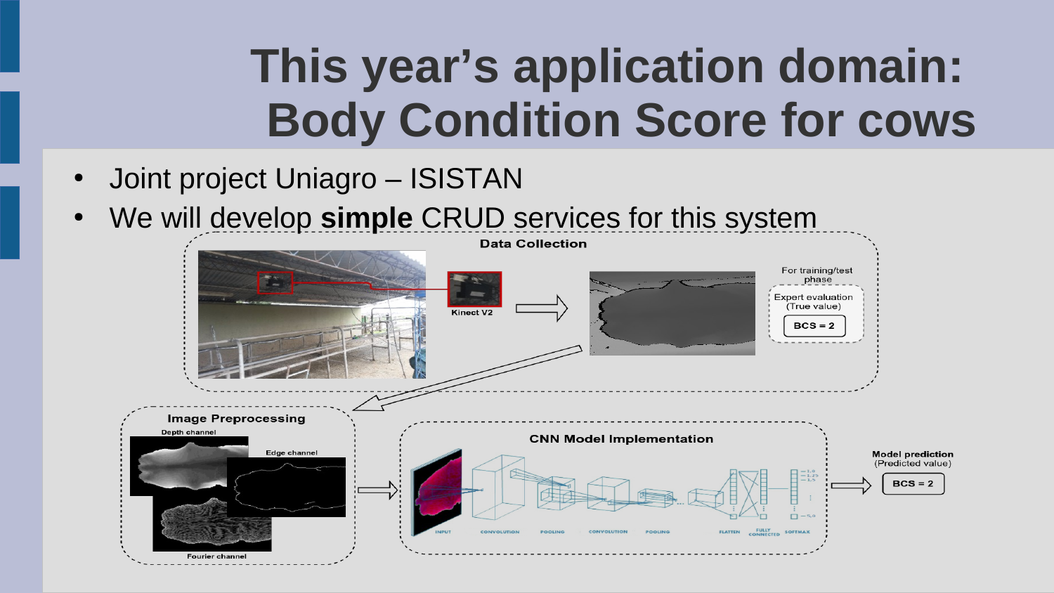# This year's application domain: Body Condition Score for cows

- Joint project Uniagro – ISISTAN
- We will develop **simple** CRUD services for this system

Data Collection

Kinect V2

For training/test phase

Expert evaluation (True value)

BCS = 2

Image Preprocessing

Depth channel

Edge channel

Fourier channel

CNN Model Implementation

INPUT CONVOLUTION POOLING CONVOLUTION POOLING FLATTEN FULLY CONNECTED SOFTMAX

Model prediction (Predicted value)

BCS = 2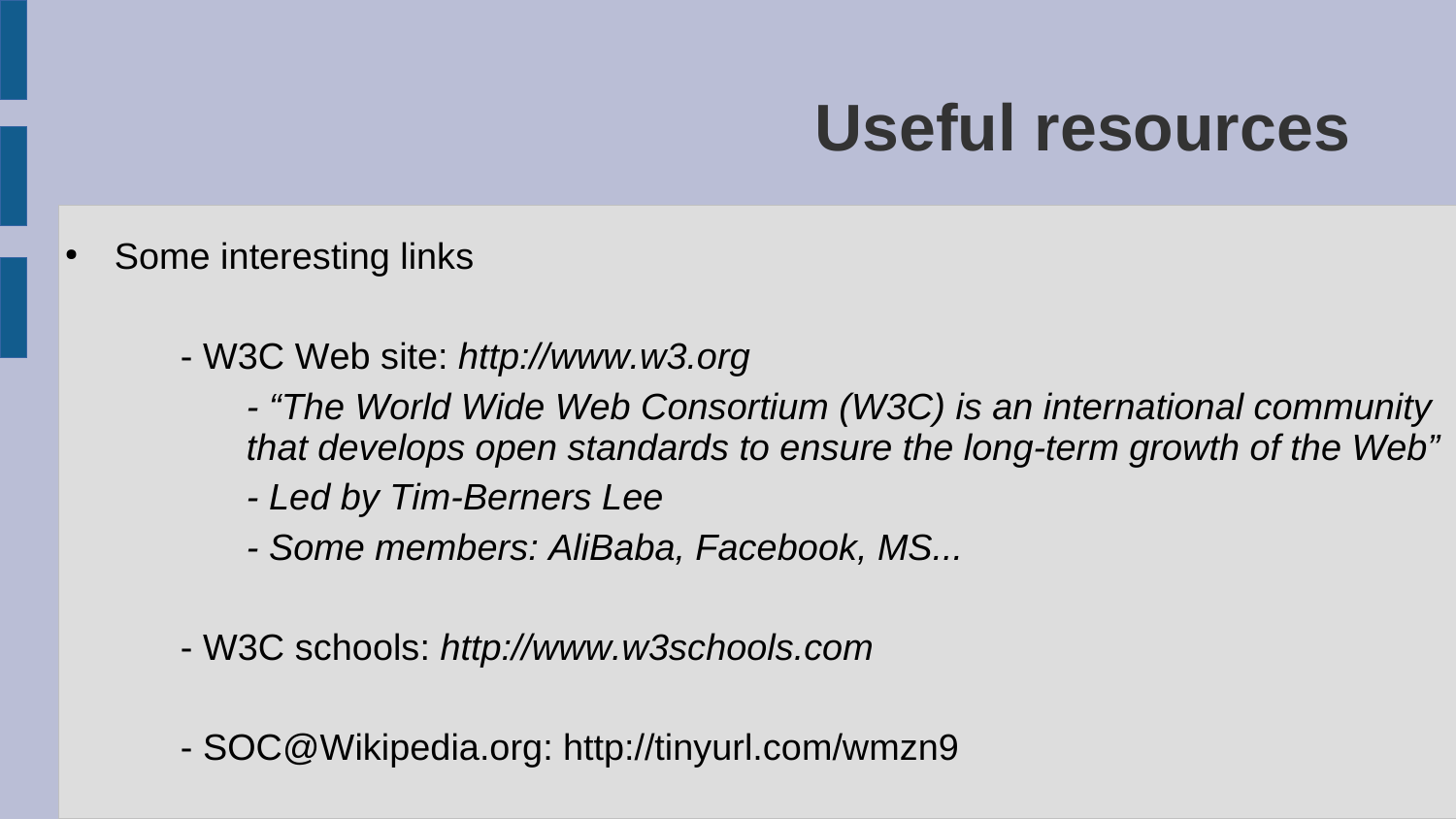# Useful resources

- Some interesting links

  - W3C Web site: *http://www.w3.org*

    *- "The World Wide Web Consortium (W3C) is an international community that develops open standards to ensure the long-term growth of the Web"*

    *- Led by Tim-Berners Lee*

    *- Some members: AliBaba, Facebook, MS...*

  - W3C schools: *http://www.w3schools.com*

  - SOC@Wikipedia.org: http://tinyurl.com/wmzn9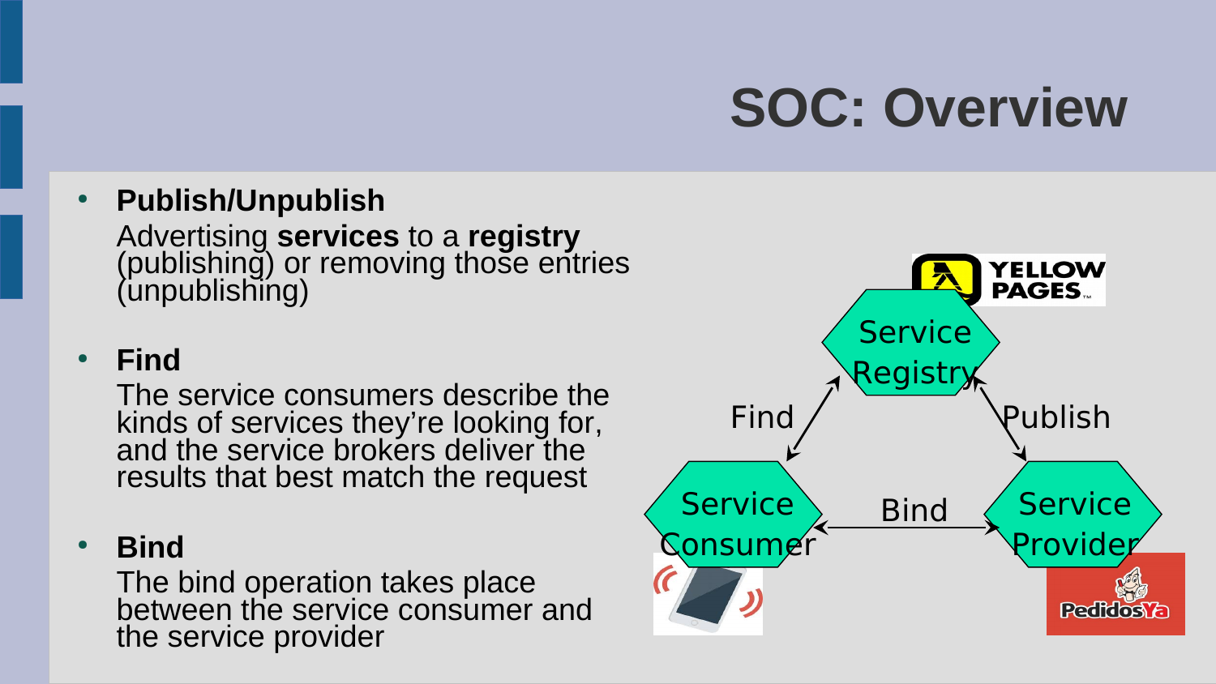# SOC: Overview

- **Publish/Unpublish**
  Advertising **services** to a **registry** (publishing) or removing those entries (unpublishing)

- **Find**
  The service consumers describe the kinds of services they're looking for, and the service brokers deliver the results that best match the request

- **Bind**
  The bind operation takes place between the service consumer and the service provider

Service Registry

Find

Publish

Service Consumer

Bind

Service Provider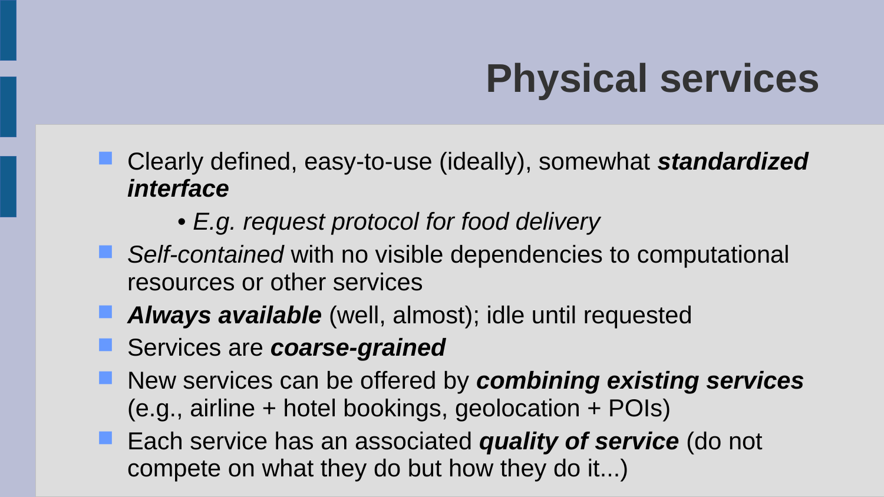# Physical services

- Clearly defined, easy-to-use (ideally), somewhat ***standardized interface***
  - *E.g. request protocol for food delivery*
- *Self-contained* with no visible dependencies to computational resources or other services
- ***Always available*** (well, almost); idle until requested
- Services are ***coarse-grained***
- New services can be offered by ***combining existing services*** (e.g., airline + hotel bookings, geolocation + POIs)
- Each service has an associated ***quality of service*** (do not compete on what they do but how they do it...)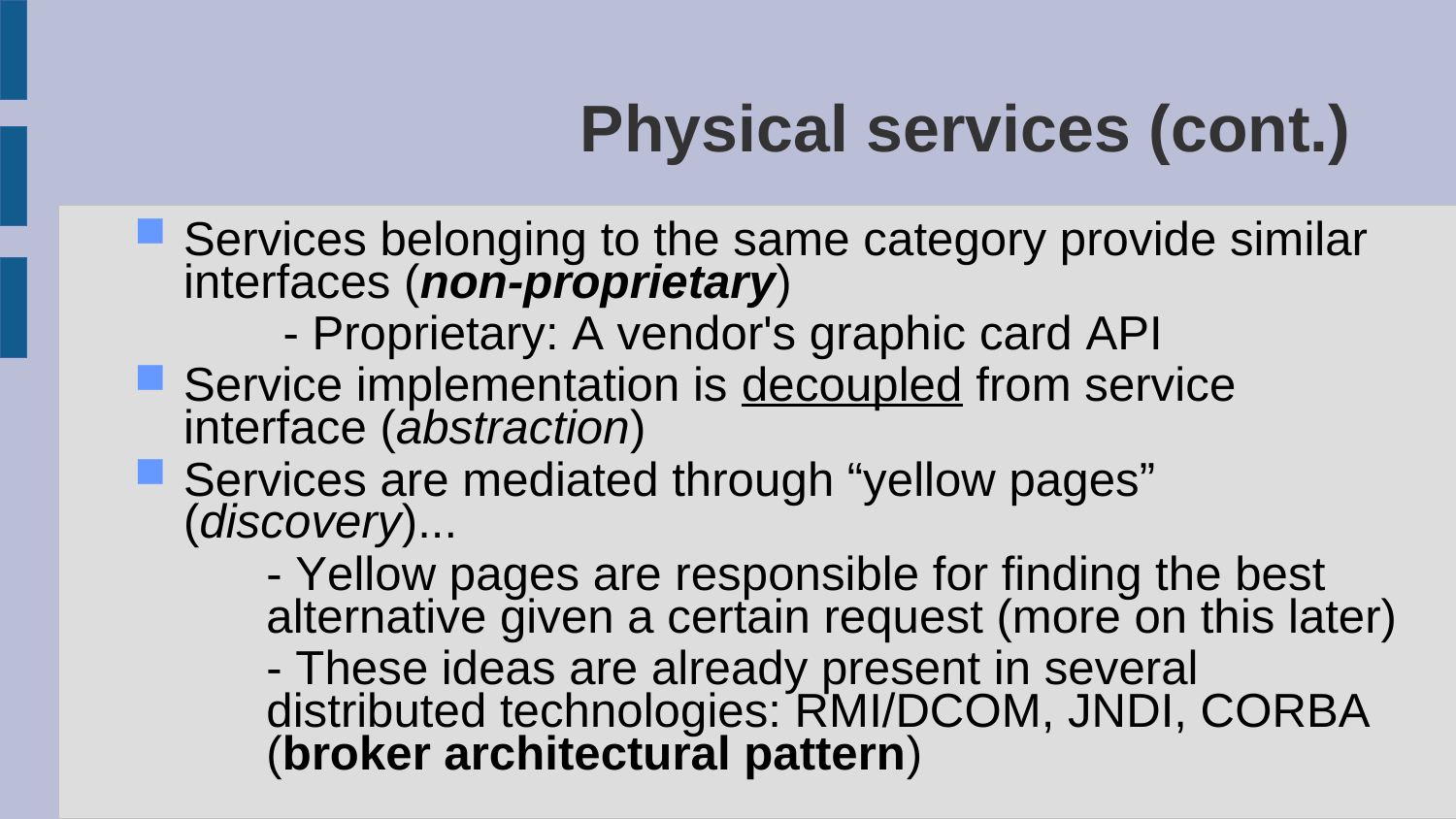# Physical services (cont.)

- Services belonging to the same category provide similar interfaces (***non-proprietary***)
  - Proprietary: A vendor's graphic card API
- Service implementation is <u>decoupled</u> from service interface (*abstraction*)
- Services are mediated through “yellow pages” (*discovery*)...
  - Yellow pages are responsible for finding the best alternative given a certain request (more on this later)
  - These ideas are already present in several distributed technologies: RMI/DCOM, JNDI, CORBA (**broker architectural pattern**)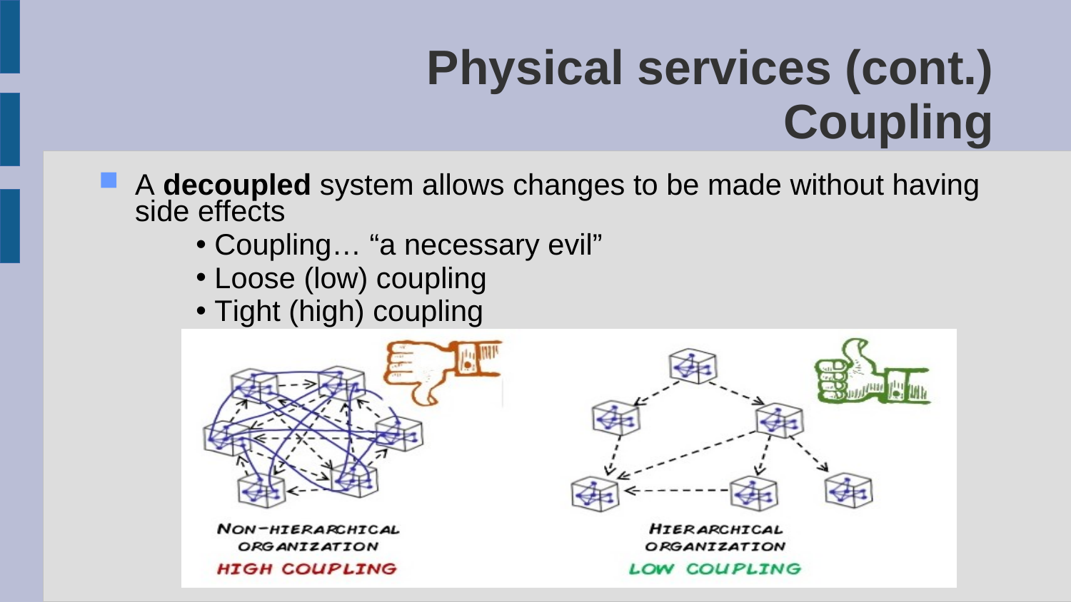# Physical services (cont.) Coupling

- A **decoupled** system allows changes to be made without having side effects
  - Coupling… "a necessary evil"
  - Loose (low) coupling
  - Tight (high) coupling

NON-HIERARCHICAL ORGANIZATION
HIGH COUPLING

HIERARCHICAL ORGANIZATION
LOW COUPLING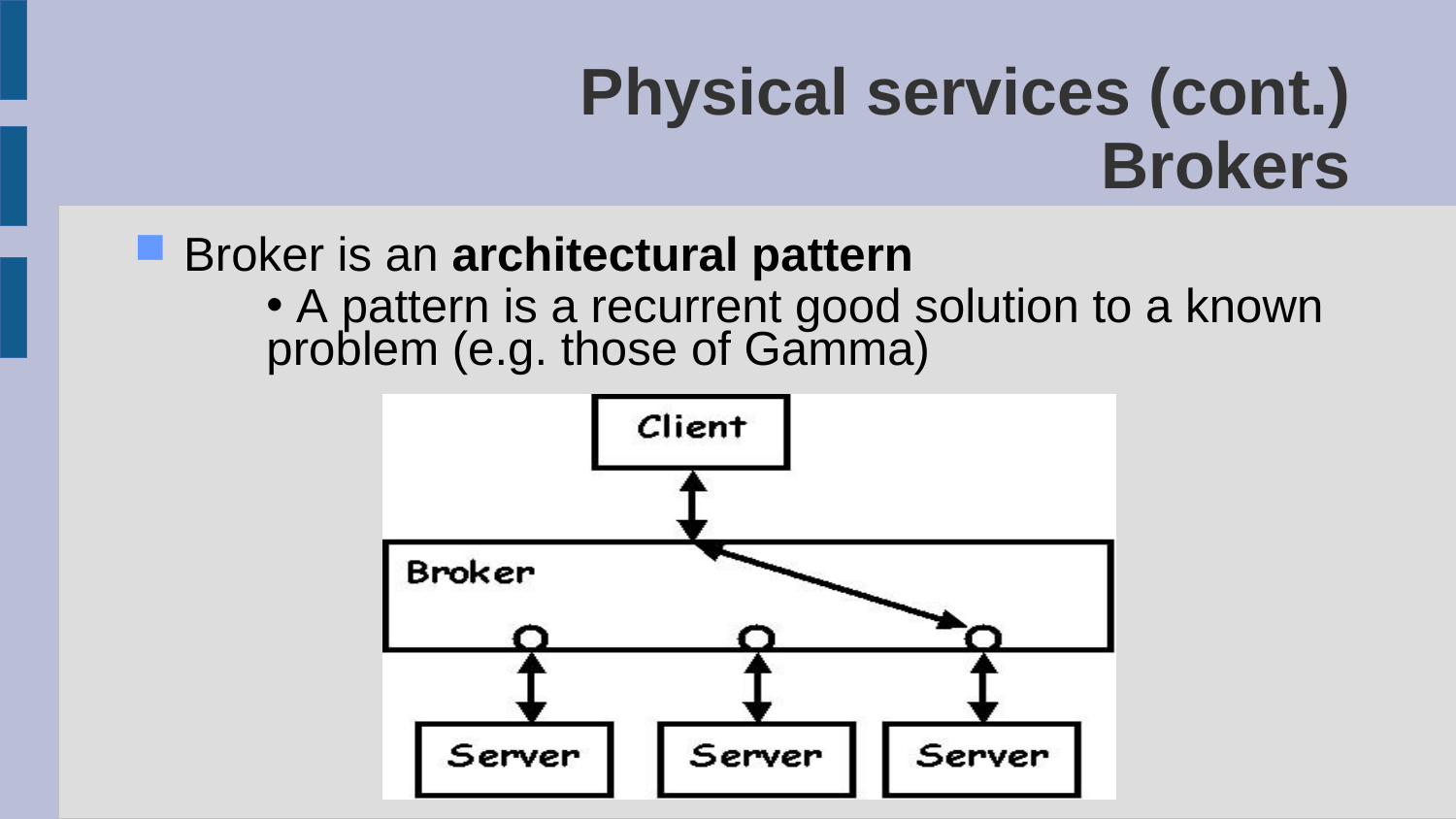# Physical services (cont.) Brokers

- Broker is an **architectural pattern**
  - A pattern is a recurrent good solution to a known problem (e.g. those of Gamma)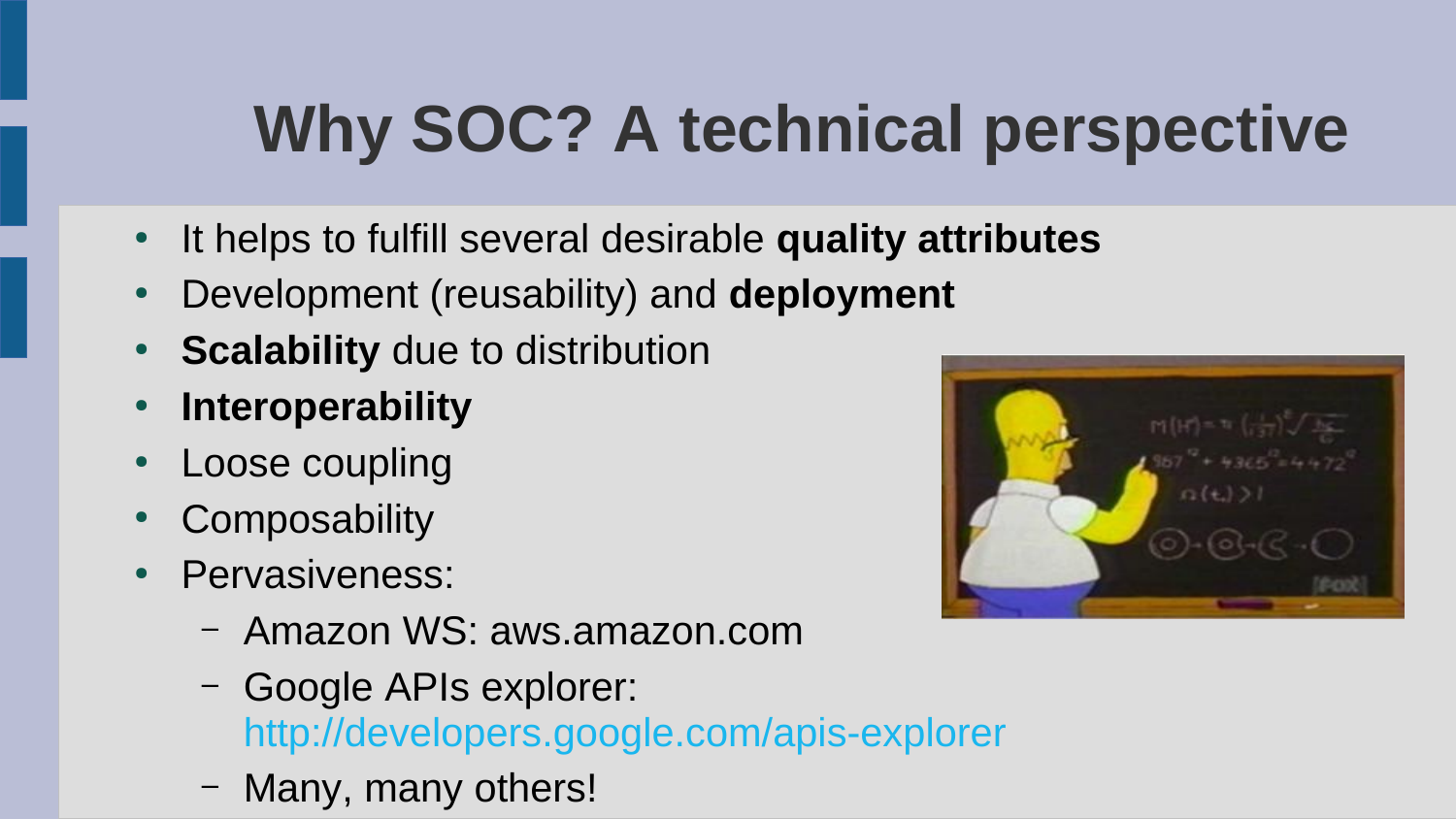# Why SOC? A technical perspective

- It helps to fulfill several desirable **quality attributes**
- Development (reusability) and **deployment**
- **Scalability** due to distribution
- **Interoperability**
- Loose coupling
- Composability
- Pervasiveness:
  - Amazon WS: aws.amazon.com
  - Google APIs explorer: http://developers.google.com/apis-explorer
  - Many, many others!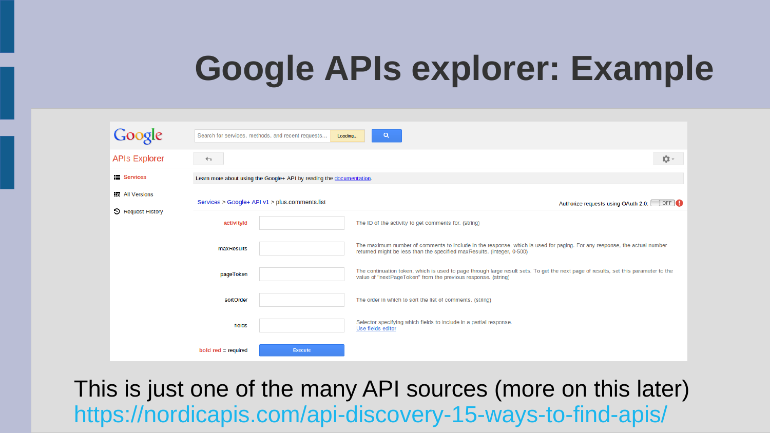# Google APIs explorer: Example

Google

APIs Explorer

Search for services, methods, and recent requests... Loading...

- Services
- All Versions
- Request History

Learn more about using the Google+ API by reading the documentation.

Services > Google+ API v1 > plus.comments.list

Authorize requests using OAuth 2.0: OFF

| Parameter | Description |
|---|---|
| activityId | The ID of the activity to get comments for. (string) |
| maxResults | The maximum number of comments to include in the response, which is used for paging. For any response, the actual number returned might be less than the specified maxResults. (integer, 0-500) |
| pageToken | The continuation token, which is used to page through large result sets. To get the next page of results, set this parameter to the value of "nextPageToken" from the previous response. (string) |
| sortOrder | The order in which to sort the list of comments. (string) |
| fields | Selector specifying which fields to include in a partial response. Use fields editor |

bold red = required

Execute

This is just one of the many API sources (more on this later)
https://nordicapis.com/api-discovery-15-ways-to-find-apis/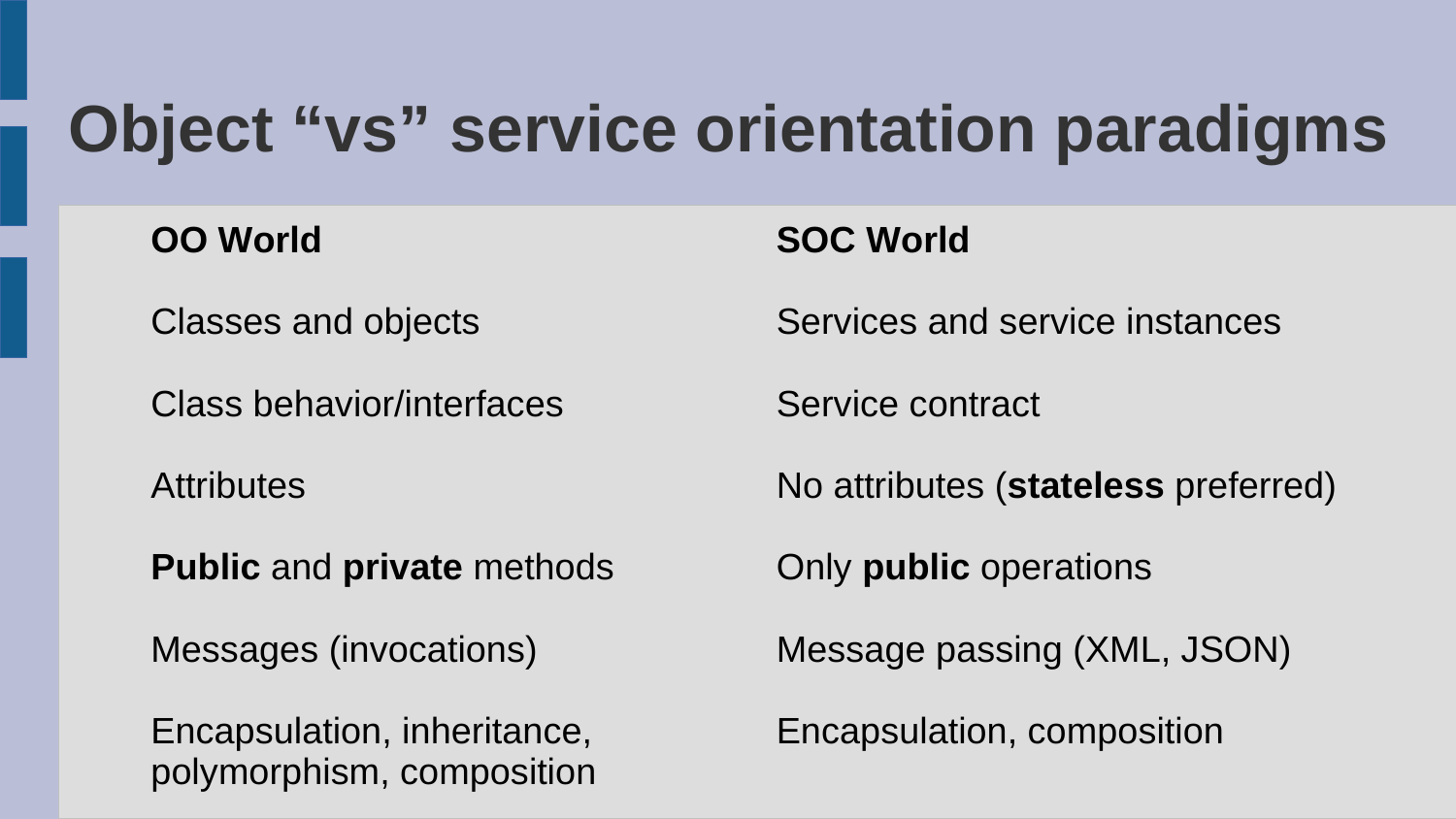# Object “vs” service orientation paradigms

| **OO World** | **SOC World** |
| --- | --- |
| Classes and objects | Services and service instances |
| Class behavior/interfaces | Service contract |
| Attributes | No attributes (**stateless** preferred) |
| **Public** and **private** methods | Only **public** operations |
| Messages (invocations) | Message passing (XML, JSON) |
| Encapsulation, inheritance, polymorphism, composition | Encapsulation, composition |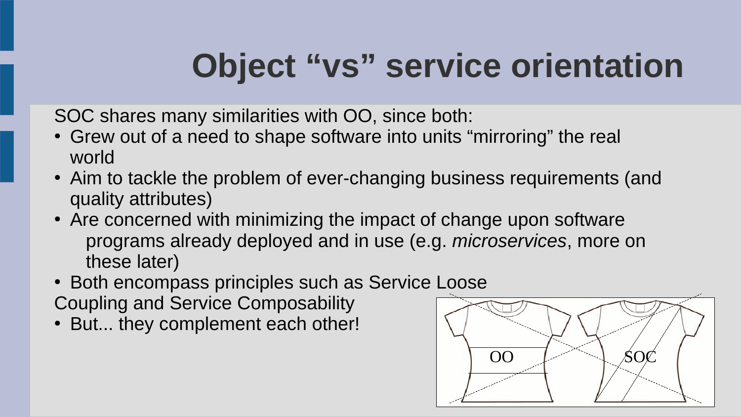# Object "vs" service orientation

SOC shares many similarities with OO, since both:

- Grew out of a need to shape software into units "mirroring" the real world
- Aim to tackle the problem of ever-changing business requirements (and quality attributes)
- Are concerned with minimizing the impact of change upon software programs already deployed and in use (e.g. *microservices*, more on these later)
- Both encompass principles such as Service Loose Coupling and Service Composability
- But... they complement each other!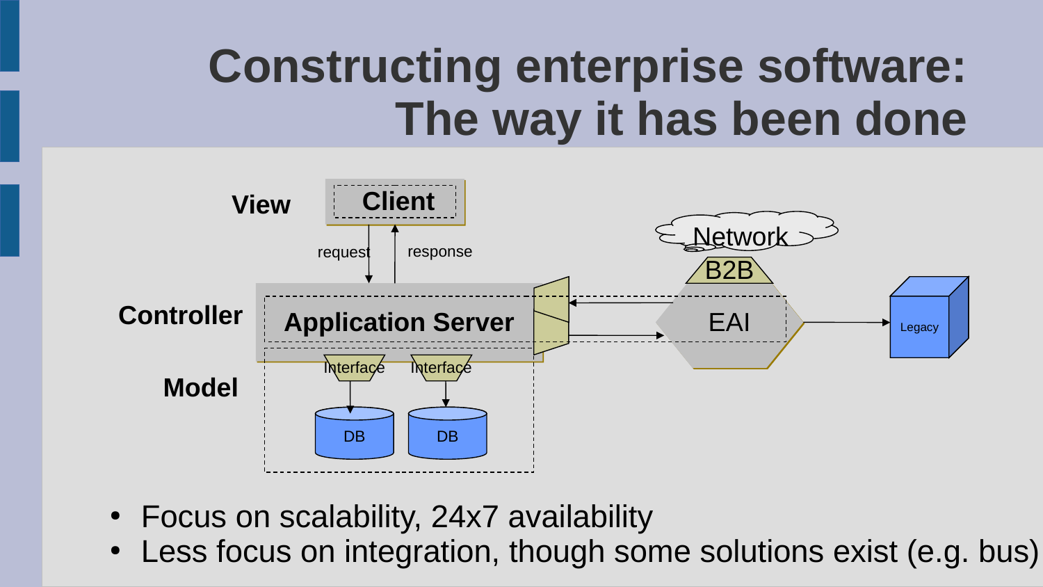# Constructing enterprise software: The way it has been done

View — Client

request / response

Controller — Application Server

Model — Interface, Interface, DB, DB

Network — B2B — EAI — Legacy

- Focus on scalability, 24x7 availability
- Less focus on integration, though some solutions exist (e.g. bus)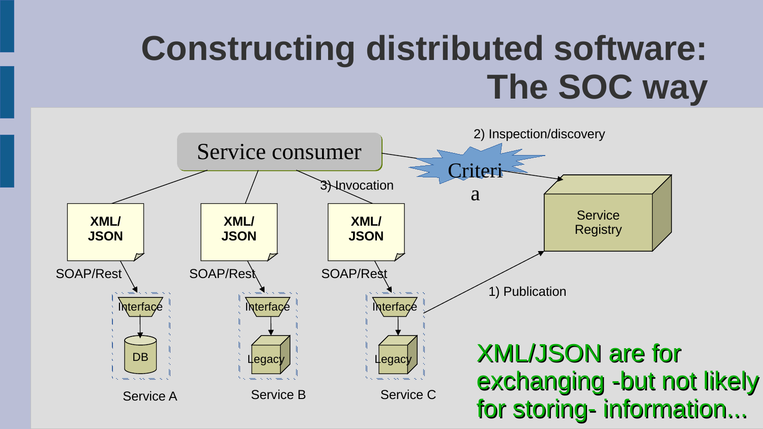# Constructing distributed software: The SOC way

Service consumer

2) Inspection/discovery

Criteria

3) Invocation

Service Registry

**XML/ JSON**

**XML/ JSON**

**XML/ JSON**

SOAP/Rest

SOAP/Rest

SOAP/Rest

Interface

Interface

Interface

DB

Legacy

Legacy

Service A

Service B

Service C

1) Publication

XML/JSON are for exchanging -but not likely for storing- information...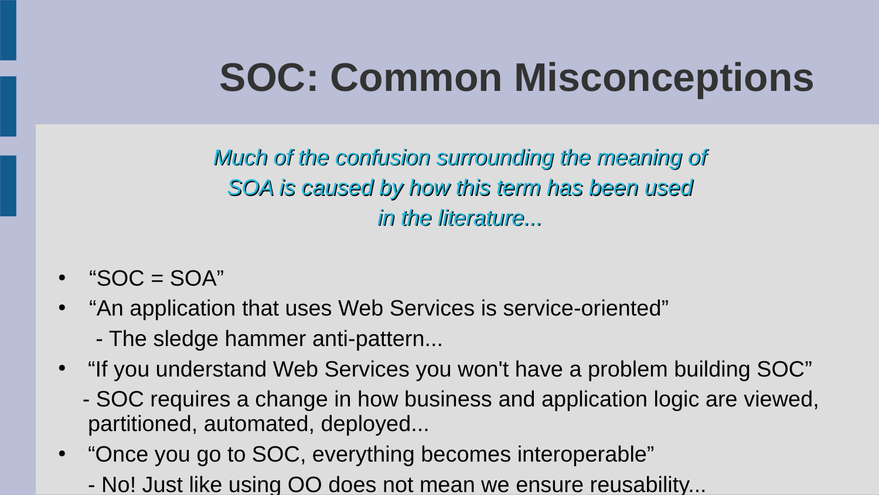# SOC: Common Misconceptions

*Much of the confusion surrounding the meaning of SOA is caused by how this term has been used in the literature...*

- “SOC = SOA”
- “An application that uses Web Services is service-oriented”
  - The sledge hammer anti-pattern...
- “If you understand Web Services you won't have a problem building SOC”
  - SOC requires a change in how business and application logic are viewed, partitioned, automated, deployed...
- “Once you go to SOC, everything becomes interoperable”
  - No! Just like using OO does not mean we ensure reusability...